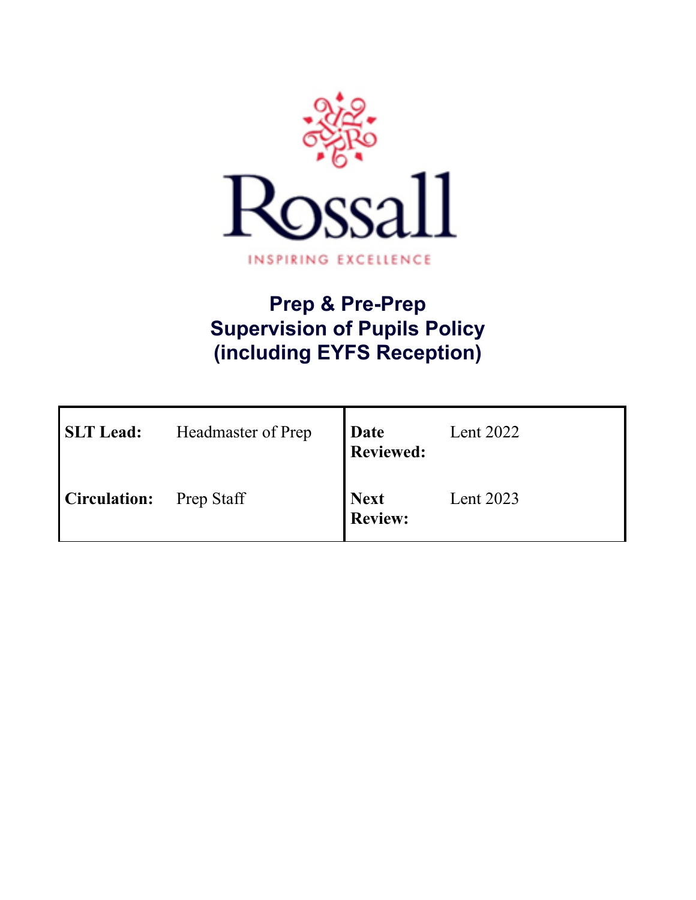Rossall

INSPIRING EXCELLENCE

# Prep & Pre-Prep
# Supervision of Pupils Policy
# (including EYFS Reception)

| | | | |
|---|---|---|---|
| **SLT Lead:** | Headmaster of Prep | **Date Reviewed:** | Lent 2022 |
| **Circulation:** | Prep Staff | **Next Review:** | Lent 2023 |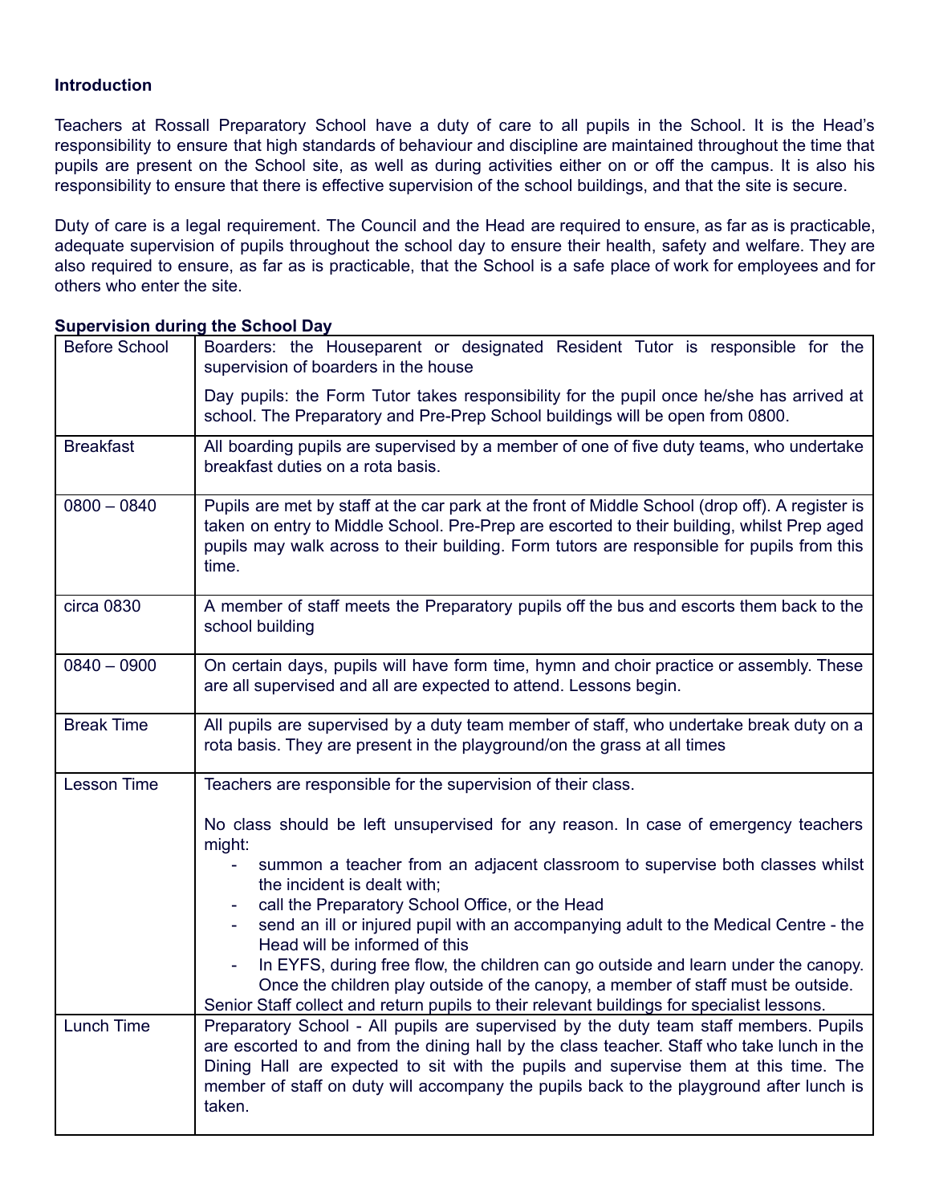**Introduction**

Teachers at Rossall Preparatory School have a duty of care to all pupils in the School. It is the Head's responsibility to ensure that high standards of behaviour and discipline are maintained throughout the time that pupils are present on the School site, as well as during activities either on or off the campus. It is also his responsibility to ensure that there is effective supervision of the school buildings, and that the site is secure.

Duty of care is a legal requirement. The Council and the Head are required to ensure, as far as is practicable, adequate supervision of pupils throughout the school day to ensure their health, safety and welfare. They are also required to ensure, as far as is practicable, that the School is a safe place of work for employees and for others who enter the site.

**Supervision during the School Day**

| | |
|---|---|
| Before School | Boarders: the Houseparent or designated Resident Tutor is responsible for the supervision of boarders in the house<br><br>Day pupils: the Form Tutor takes responsibility for the pupil once he/she has arrived at school. The Preparatory and Pre-Prep School buildings will be open from 0800. |
| Breakfast | All boarding pupils are supervised by a member of one of five duty teams, who undertake breakfast duties on a rota basis. |
| 0800 – 0840 | Pupils are met by staff at the car park at the front of Middle School (drop off). A register is taken on entry to Middle School. Pre-Prep are escorted to their building, whilst Prep aged pupils may walk across to their building. Form tutors are responsible for pupils from this time. |
| circa 0830 | A member of staff meets the Preparatory pupils off the bus and escorts them back to the school building |
| 0840 – 0900 | On certain days, pupils will have form time, hymn and choir practice or assembly. These are all supervised and all are expected to attend. Lessons begin. |
| Break Time | All pupils are supervised by a duty team member of staff, who undertake break duty on a rota basis. They are present in the playground/on the grass at all times |
| Lesson Time | Teachers are responsible for the supervision of their class.<br><br>No class should be left unsupervised for any reason. In case of emergency teachers might:<br>- summon a teacher from an adjacent classroom to supervise both classes whilst the incident is dealt with;<br>- call the Preparatory School Office, or the Head<br>- send an ill or injured pupil with an accompanying adult to the Medical Centre - the Head will be informed of this<br>- In EYFS, during free flow, the children can go outside and learn under the canopy. Once the children play outside of the canopy, a member of staff must be outside.<br><br>Senior Staff collect and return pupils to their relevant buildings for specialist lessons. |
| Lunch Time | Preparatory School - All pupils are supervised by the duty team staff members. Pupils are escorted to and from the dining hall by the class teacher. Staff who take lunch in the Dining Hall are expected to sit with the pupils and supervise them at this time. The member of staff on duty will accompany the pupils back to the playground after lunch is taken. |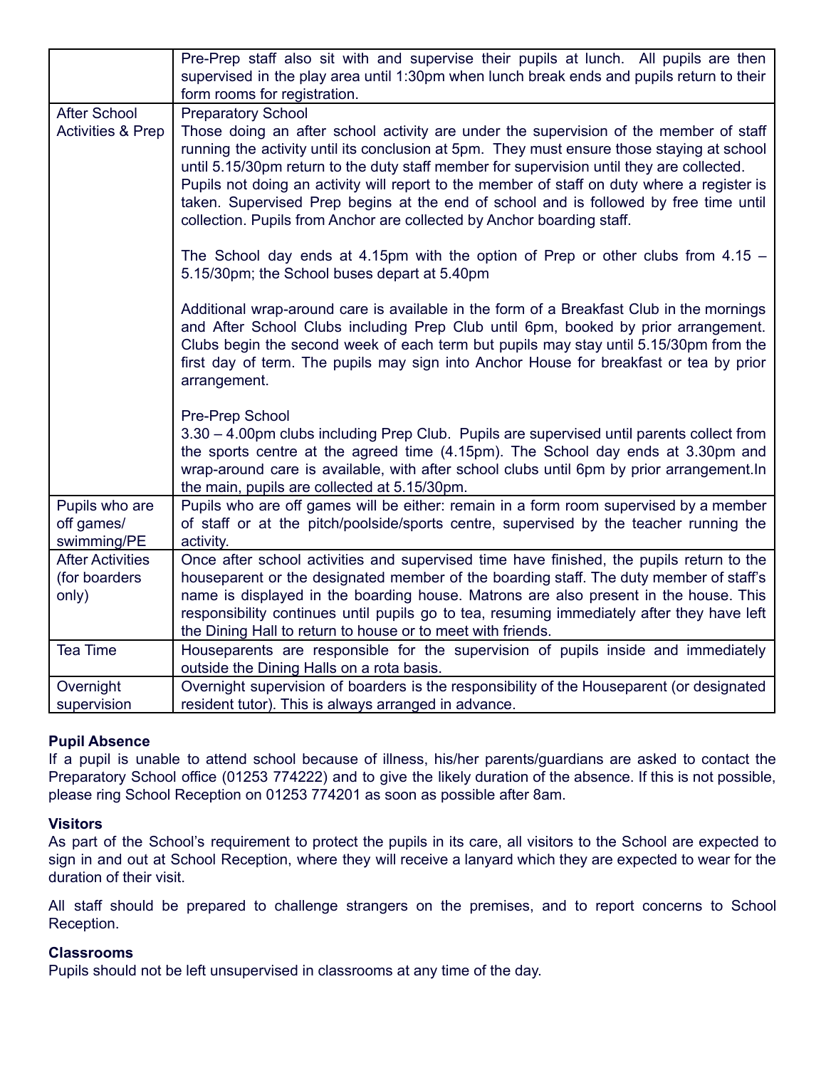| | |
|---|---|
| | Pre-Prep staff also sit with and supervise their pupils at lunch. All pupils are then supervised in the play area until 1:30pm when lunch break ends and pupils return to their form rooms for registration. |
| After School Activities & Prep | Preparatory School<br>Those doing an after school activity are under the supervision of the member of staff running the activity until its conclusion at 5pm. They must ensure those staying at school until 5.15/30pm return to the duty staff member for supervision until they are collected.<br>Pupils not doing an activity will report to the member of staff on duty where a register is taken. Supervised Prep begins at the end of school and is followed by free time until collection. Pupils from Anchor are collected by Anchor boarding staff.<br><br>The School day ends at 4.15pm with the option of Prep or other clubs from 4.15 – 5.15/30pm; the School buses depart at 5.40pm<br><br>Additional wrap-around care is available in the form of a Breakfast Club in the mornings and After School Clubs including Prep Club until 6pm, booked by prior arrangement. Clubs begin the second week of each term but pupils may stay until 5.15/30pm from the first day of term. The pupils may sign into Anchor House for breakfast or tea by prior arrangement.<br><br>Pre-Prep School<br>3.30 – 4.00pm clubs including Prep Club. Pupils are supervised until parents collect from the sports centre at the agreed time (4.15pm). The School day ends at 3.30pm and wrap-around care is available, with after school clubs until 6pm by prior arrangement.In the main, pupils are collected at 5.15/30pm. |
| Pupils who are off games/ swimming/PE | Pupils who are off games will be either: remain in a form room supervised by a member of staff or at the pitch/poolside/sports centre, supervised by the teacher running the activity. |
| After Activities (for boarders only) | Once after school activities and supervised time have finished, the pupils return to the houseparent or the designated member of the boarding staff. The duty member of staff's name is displayed in the boarding house. Matrons are also present in the house. This responsibility continues until pupils go to tea, resuming immediately after they have left the Dining Hall to return to house or to meet with friends. |
| Tea Time | Houseparents are responsible for the supervision of pupils inside and immediately outside the Dining Halls on a rota basis. |
| Overnight supervision | Overnight supervision of boarders is the responsibility of the Houseparent (or designated resident tutor). This is always arranged in advance. |

**Pupil Absence**

If a pupil is unable to attend school because of illness, his/her parents/guardians are asked to contact the Preparatory School office (01253 774222) and to give the likely duration of the absence. If this is not possible, please ring School Reception on 01253 774201 as soon as possible after 8am.

**Visitors**

As part of the School's requirement to protect the pupils in its care, all visitors to the School are expected to sign in and out at School Reception, where they will receive a lanyard which they are expected to wear for the duration of their visit.

All staff should be prepared to challenge strangers on the premises, and to report concerns to School Reception.

**Classrooms**

Pupils should not be left unsupervised in classrooms at any time of the day.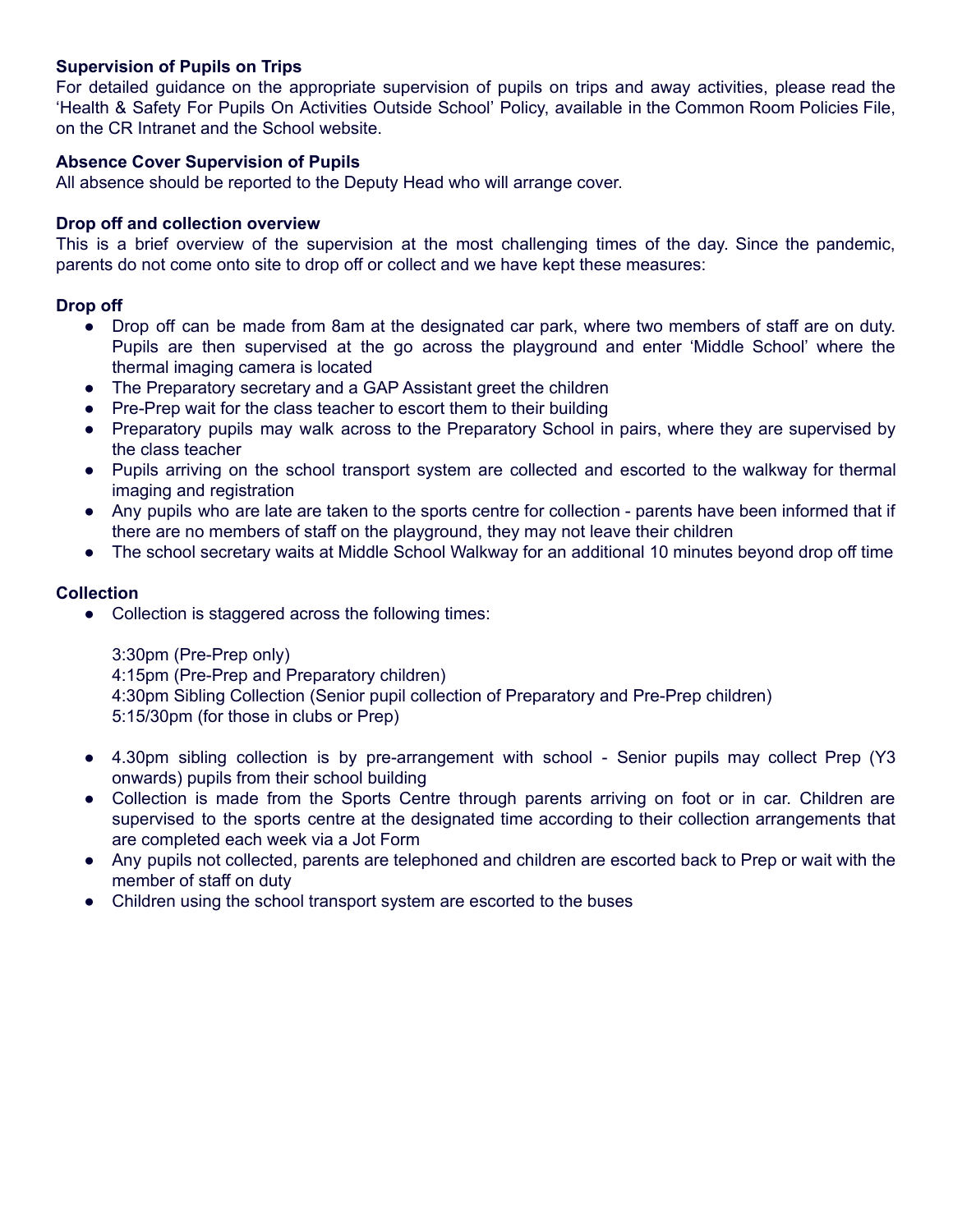**Supervision of Pupils on Trips**

For detailed guidance on the appropriate supervision of pupils on trips and away activities, please read the 'Health & Safety For Pupils On Activities Outside School' Policy, available in the Common Room Policies File, on the CR Intranet and the School website.

**Absence Cover Supervision of Pupils**

All absence should be reported to the Deputy Head who will arrange cover.

**Drop off and collection overview**

This is a brief overview of the supervision at the most challenging times of the day. Since the pandemic, parents do not come onto site to drop off or collect and we have kept these measures:

**Drop off**

- Drop off can be made from 8am at the designated car park, where two members of staff are on duty. Pupils are then supervised at the go across the playground and enter 'Middle School' where the thermal imaging camera is located
- The Preparatory secretary and a GAP Assistant greet the children
- Pre-Prep wait for the class teacher to escort them to their building
- Preparatory pupils may walk across to the Preparatory School in pairs, where they are supervised by the class teacher
- Pupils arriving on the school transport system are collected and escorted to the walkway for thermal imaging and registration
- Any pupils who are late are taken to the sports centre for collection - parents have been informed that if there are no members of staff on the playground, they may not leave their children
- The school secretary waits at Middle School Walkway for an additional 10 minutes beyond drop off time

**Collection**

- Collection is staggered across the following times:

  3:30pm (Pre-Prep only)
  4:15pm (Pre-Prep and Preparatory children)
  4:30pm Sibling Collection (Senior pupil collection of Preparatory and Pre-Prep children)
  5:15/30pm (for those in clubs or Prep)

- 4.30pm sibling collection is by pre-arrangement with school - Senior pupils may collect Prep (Y3 onwards) pupils from their school building
- Collection is made from the Sports Centre through parents arriving on foot or in car. Children are supervised to the sports centre at the designated time according to their collection arrangements that are completed each week via a Jot Form
- Any pupils not collected, parents are telephoned and children are escorted back to Prep or wait with the member of staff on duty
- Children using the school transport system are escorted to the buses